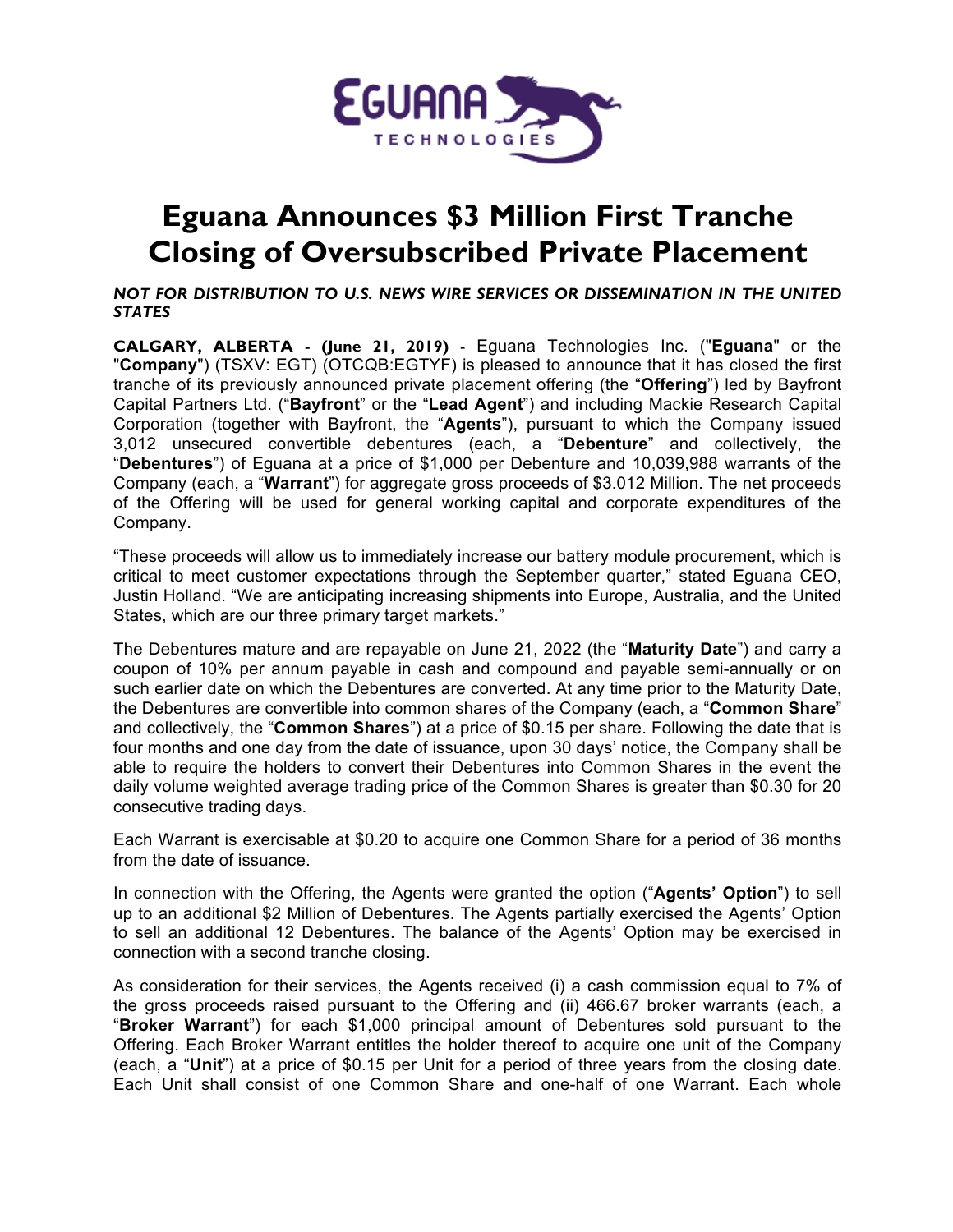# Eguana Announces $3 Million First Tranche Closing of Oversubscribed Private Placement

***NOT FOR DISTRIBUTION TO U.S. NEWS WIRE SERVICES OR DISSEMINATION IN THE UNITED STATES***

**CALGARY, ALBERTA - (June 21, 2019)** - Eguana Technologies Inc. ("**Eguana**" or the "**Company**") (TSXV: EGT) (OTCQB:EGTYF) is pleased to announce that it has closed the first tranche of its previously announced private placement offering (the "**Offering**") led by Bayfront Capital Partners Ltd. ("**Bayfront**" or the "**Lead Agent**") and including Mackie Research Capital Corporation (together with Bayfront, the "**Agents**"), pursuant to which the Company issued 3,012 unsecured convertible debentures (each, a "**Debenture**" and collectively, the "**Debentures**") of Eguana at a price of $1,000 per Debenture and 10,039,988 warrants of the Company (each, a "**Warrant**") for aggregate gross proceeds of $3.012 Million. The net proceeds of the Offering will be used for general working capital and corporate expenditures of the Company.

"These proceeds will allow us to immediately increase our battery module procurement, which is critical to meet customer expectations through the September quarter," stated Eguana CEO, Justin Holland. "We are anticipating increasing shipments into Europe, Australia, and the United States, which are our three primary target markets."

The Debentures mature and are repayable on June 21, 2022 (the "**Maturity Date**") and carry a coupon of 10% per annum payable in cash and compound and payable semi-annually or on such earlier date on which the Debentures are converted. At any time prior to the Maturity Date, the Debentures are convertible into common shares of the Company (each, a "**Common Share**" and collectively, the "**Common Shares**") at a price of $0.15 per share. Following the date that is four months and one day from the date of issuance, upon 30 days' notice, the Company shall be able to require the holders to convert their Debentures into Common Shares in the event the daily volume weighted average trading price of the Common Shares is greater than $0.30 for 20 consecutive trading days.

Each Warrant is exercisable at $0.20 to acquire one Common Share for a period of 36 months from the date of issuance.

In connection with the Offering, the Agents were granted the option ("**Agents' Option**") to sell up to an additional $2 Million of Debentures. The Agents partially exercised the Agents' Option to sell an additional 12 Debentures. The balance of the Agents' Option may be exercised in connection with a second tranche closing.

As consideration for their services, the Agents received (i) a cash commission equal to 7% of the gross proceeds raised pursuant to the Offering and (ii) 466.67 broker warrants (each, a "**Broker Warrant**") for each $1,000 principal amount of Debentures sold pursuant to the Offering. Each Broker Warrant entitles the holder thereof to acquire one unit of the Company (each, a "**Unit**") at a price of $0.15 per Unit for a period of three years from the closing date. Each Unit shall consist of one Common Share and one-half of one Warrant. Each whole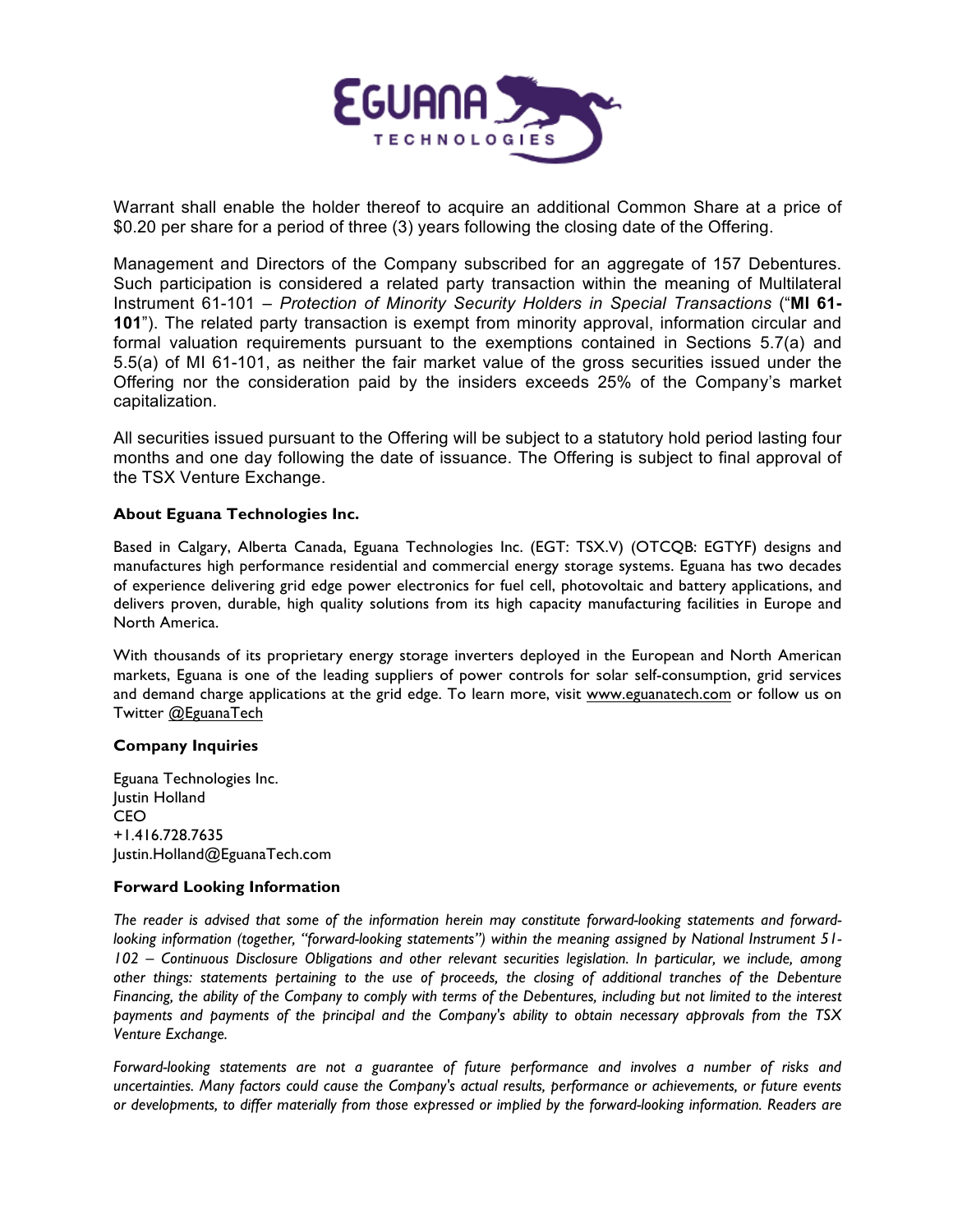Warrant shall enable the holder thereof to acquire an additional Common Share at a price of $0.20 per share for a period of three (3) years following the closing date of the Offering.

Management and Directors of the Company subscribed for an aggregate of 157 Debentures. Such participation is considered a related party transaction within the meaning of Multilateral Instrument 61-101 – *Protection of Minority Security Holders in Special Transactions* ("**MI 61-101**"). The related party transaction is exempt from minority approval, information circular and formal valuation requirements pursuant to the exemptions contained in Sections 5.7(a) and 5.5(a) of MI 61-101, as neither the fair market value of the gross securities issued under the Offering nor the consideration paid by the insiders exceeds 25% of the Company's market capitalization.

All securities issued pursuant to the Offering will be subject to a statutory hold period lasting four months and one day following the date of issuance. The Offering is subject to final approval of the TSX Venture Exchange.

**About Eguana Technologies Inc.**

Based in Calgary, Alberta Canada, Eguana Technologies Inc. (EGT: TSX.V) (OTCQB: EGTYF) designs and manufactures high performance residential and commercial energy storage systems. Eguana has two decades of experience delivering grid edge power electronics for fuel cell, photovoltaic and battery applications, and delivers proven, durable, high quality solutions from its high capacity manufacturing facilities in Europe and North America.

With thousands of its proprietary energy storage inverters deployed in the European and North American markets, Eguana is one of the leading suppliers of power controls for solar self-consumption, grid services and demand charge applications at the grid edge. To learn more, visit www.eguanatech.com or follow us on Twitter @EguanaTech

**Company Inquiries**

Eguana Technologies Inc.
Justin Holland
CEO
+1.416.728.7635
Justin.Holland@EguanaTech.com

**Forward Looking Information**

*The reader is advised that some of the information herein may constitute forward-looking statements and forward-looking information (together, "forward-looking statements") within the meaning assigned by National Instrument 51-102 – Continuous Disclosure Obligations and other relevant securities legislation. In particular, we include, among other things: statements pertaining to the use of proceeds, the closing of additional tranches of the Debenture Financing, the ability of the Company to comply with terms of the Debentures, including but not limited to the interest payments and payments of the principal and the Company's ability to obtain necessary approvals from the TSX Venture Exchange.*

*Forward-looking statements are not a guarantee of future performance and involves a number of risks and uncertainties. Many factors could cause the Company's actual results, performance or achievements, or future events or developments, to differ materially from those expressed or implied by the forward-looking information. Readers are*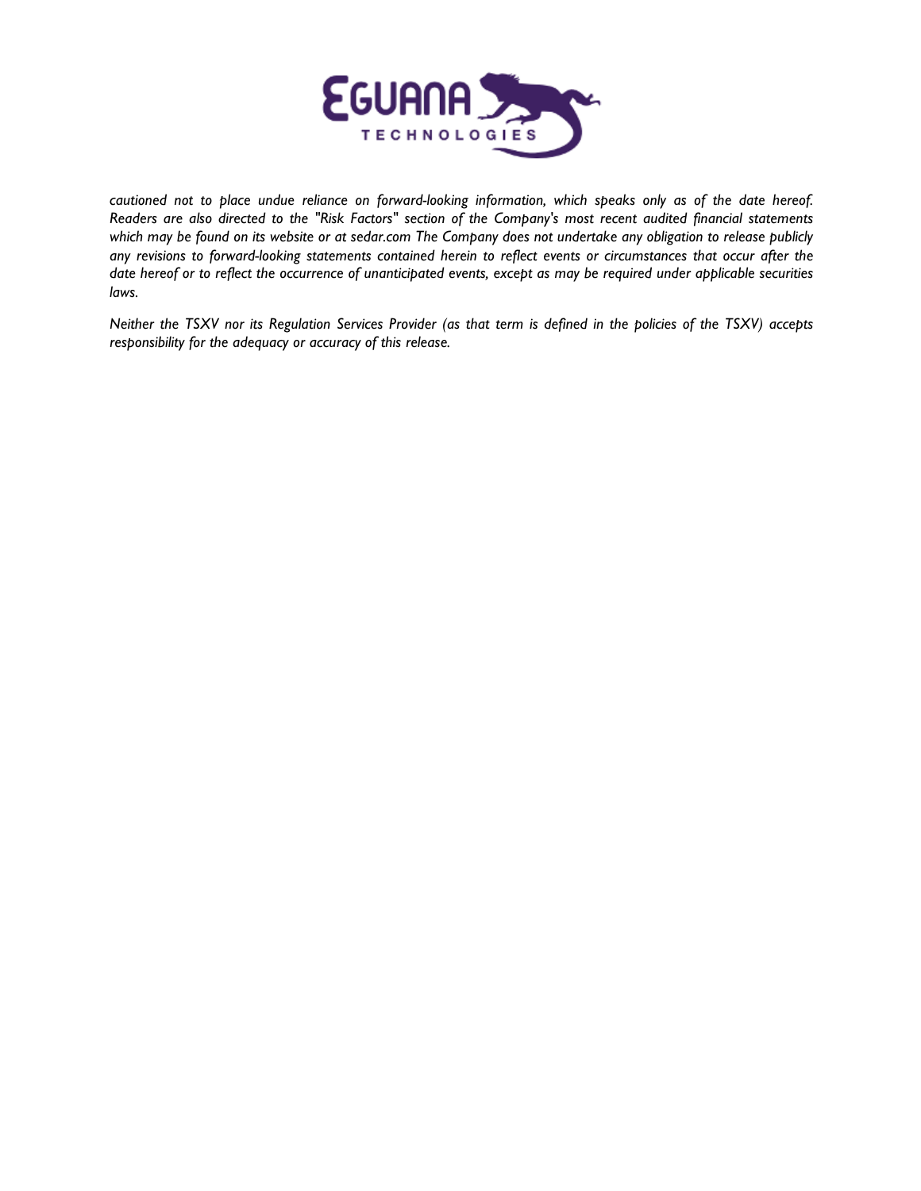*cautioned not to place undue reliance on forward-looking information, which speaks only as of the date hereof. Readers are also directed to the "Risk Factors" section of the Company's most recent audited financial statements which may be found on its website or at sedar.com The Company does not undertake any obligation to release publicly any revisions to forward-looking statements contained herein to reflect events or circumstances that occur after the date hereof or to reflect the occurrence of unanticipated events, except as may be required under applicable securities laws.*

*Neither the TSXV nor its Regulation Services Provider (as that term is defined in the policies of the TSXV) accepts responsibility for the adequacy or accuracy of this release.*